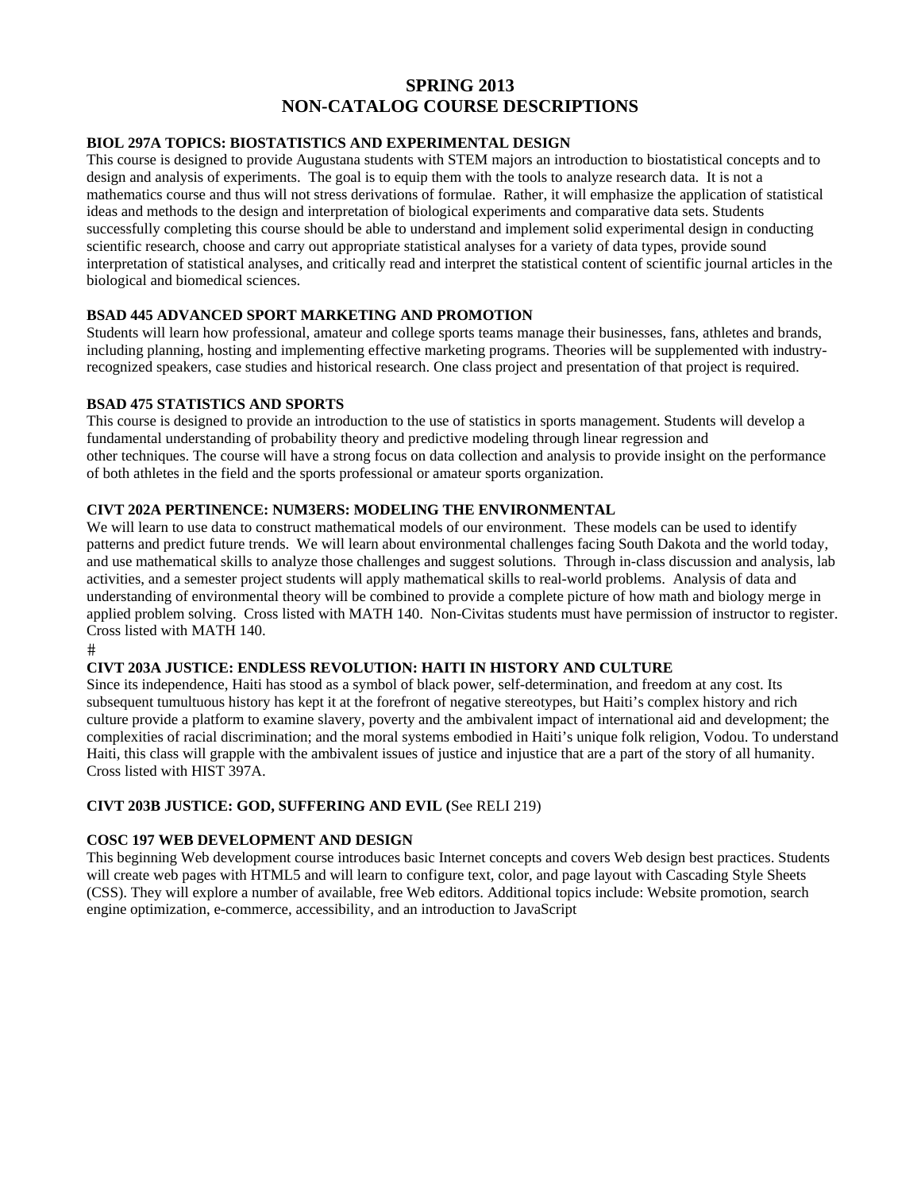# SPRING 2013
# NON-CATALOG COURSE DESCRIPTIONS

**BIOL 297A TOPICS: BIOSTATISTICS AND EXPERIMENTAL DESIGN**
This course is designed to provide Augustana students with STEM majors an introduction to biostatistical concepts and to design and analysis of experiments. The goal is to equip them with the tools to analyze research data. It is not a mathematics course and thus will not stress derivations of formulae. Rather, it will emphasize the application of statistical ideas and methods to the design and interpretation of biological experiments and comparative data sets. Students successfully completing this course should be able to understand and implement solid experimental design in conducting scientific research, choose and carry out appropriate statistical analyses for a variety of data types, provide sound interpretation of statistical analyses, and critically read and interpret the statistical content of scientific journal articles in the biological and biomedical sciences.

**BSAD 445 ADVANCED SPORT MARKETING AND PROMOTION**
Students will learn how professional, amateur and college sports teams manage their businesses, fans, athletes and brands, including planning, hosting and implementing effective marketing programs. Theories will be supplemented with industry-recognized speakers, case studies and historical research. One class project and presentation of that project is required.

**BSAD 475 STATISTICS AND SPORTS**
This course is designed to provide an introduction to the use of statistics in sports management. Students will develop a fundamental understanding of probability theory and predictive modeling through linear regression and other techniques. The course will have a strong focus on data collection and analysis to provide insight on the performance of both athletes in the field and the sports professional or amateur sports organization.

**CIVT 202A PERTINENCE: NUM3ERS: MODELING THE ENVIRONMENTAL**
We will learn to use data to construct mathematical models of our environment. These models can be used to identify patterns and predict future trends. We will learn about environmental challenges facing South Dakota and the world today, and use mathematical skills to analyze those challenges and suggest solutions. Through in-class discussion and analysis, lab activities, and a semester project students will apply mathematical skills to real-world problems. Analysis of data and understanding of environmental theory will be combined to provide a complete picture of how math and biology merge in applied problem solving. Cross listed with MATH 140. Non-Civitas students must have permission of instructor to register. Cross listed with MATH 140.
#

**CIVT 203A JUSTICE: ENDLESS REVOLUTION: HAITI IN HISTORY AND CULTURE**
Since its independence, Haiti has stood as a symbol of black power, self-determination, and freedom at any cost. Its subsequent tumultuous history has kept it at the forefront of negative stereotypes, but Haiti's complex history and rich culture provide a platform to examine slavery, poverty and the ambivalent impact of international aid and development; the complexities of racial discrimination; and the moral systems embodied in Haiti's unique folk religion, Vodou. To understand Haiti, this class will grapple with the ambivalent issues of justice and injustice that are a part of the story of all humanity. Cross listed with HIST 397A.

**CIVT 203B JUSTICE: GOD, SUFFERING AND EVIL (**See RELI 219)

**COSC 197 WEB DEVELOPMENT AND DESIGN**
This beginning Web development course introduces basic Internet concepts and covers Web design best practices. Students will create web pages with HTML5 and will learn to configure text, color, and page layout with Cascading Style Sheets (CSS). They will explore a number of available, free Web editors. Additional topics include: Website promotion, search engine optimization, e-commerce, accessibility, and an introduction to JavaScript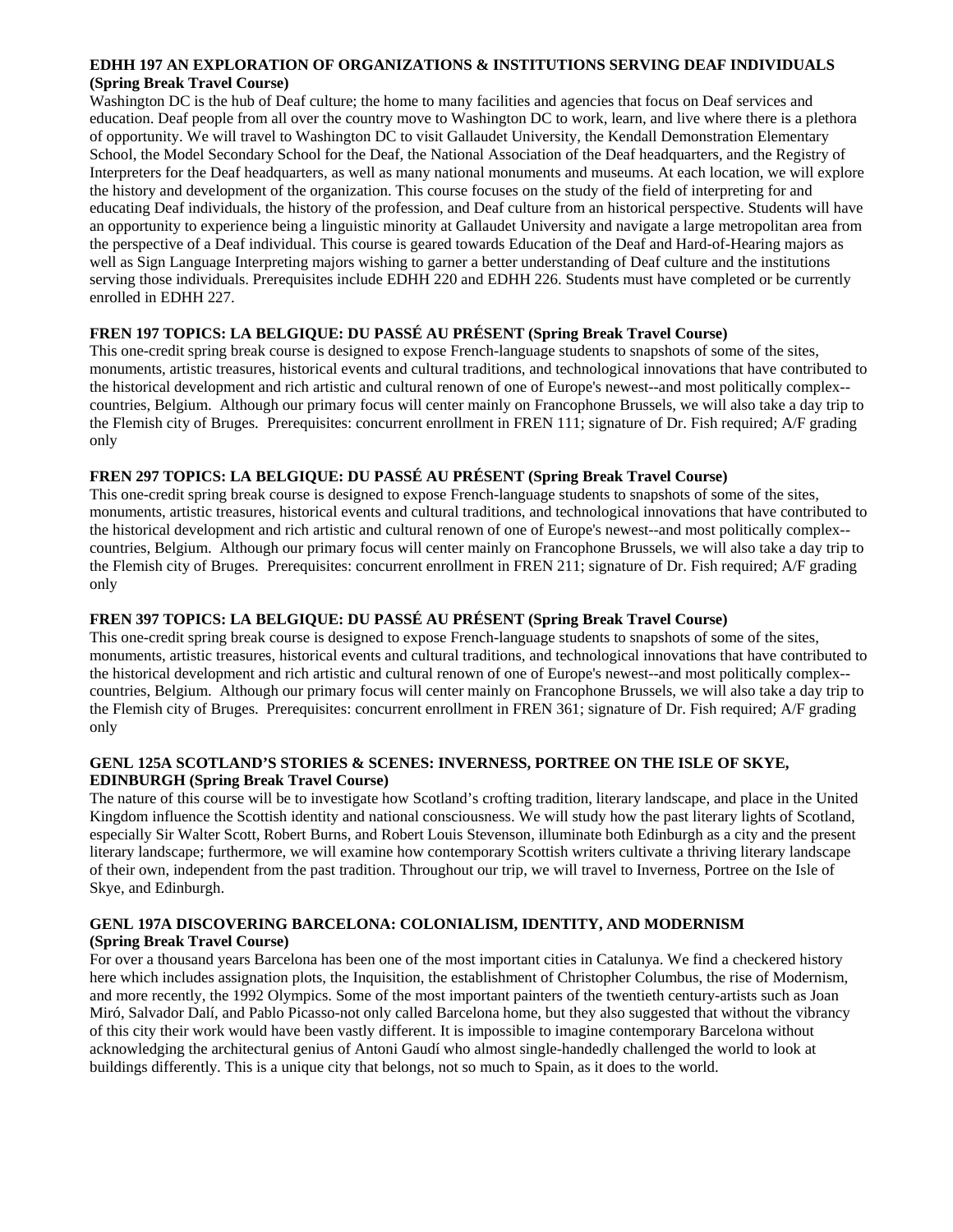**EDHH 197 AN EXPLORATION OF ORGANIZATIONS & INSTITUTIONS SERVING DEAF INDIVIDUALS (Spring Break Travel Course)**

Washington DC is the hub of Deaf culture; the home to many facilities and agencies that focus on Deaf services and education. Deaf people from all over the country move to Washington DC to work, learn, and live where there is a plethora of opportunity. We will travel to Washington DC to visit Gallaudet University, the Kendall Demonstration Elementary School, the Model Secondary School for the Deaf, the National Association of the Deaf headquarters, and the Registry of Interpreters for the Deaf headquarters, as well as many national monuments and museums. At each location, we will explore the history and development of the organization. This course focuses on the study of the field of interpreting for and educating Deaf individuals, the history of the profession, and Deaf culture from an historical perspective. Students will have an opportunity to experience being a linguistic minority at Gallaudet University and navigate a large metropolitan area from the perspective of a Deaf individual. This course is geared towards Education of the Deaf and Hard-of-Hearing majors as well as Sign Language Interpreting majors wishing to garner a better understanding of Deaf culture and the institutions serving those individuals. Prerequisites include EDHH 220 and EDHH 226. Students must have completed or be currently enrolled in EDHH 227.

**FREN 197 TOPICS: LA BELGIQUE: DU PASSÉ AU PRÉSENT (Spring Break Travel Course)**

This one-credit spring break course is designed to expose French-language students to snapshots of some of the sites, monuments, artistic treasures, historical events and cultural traditions, and technological innovations that have contributed to the historical development and rich artistic and cultural renown of one of Europe's newest--and most politically complex--countries, Belgium. Although our primary focus will center mainly on Francophone Brussels, we will also take a day trip to the Flemish city of Bruges. Prerequisites: concurrent enrollment in FREN 111; signature of Dr. Fish required; A/F grading only

**FREN 297 TOPICS: LA BELGIQUE: DU PASSÉ AU PRÉSENT (Spring Break Travel Course)**

This one-credit spring break course is designed to expose French-language students to snapshots of some of the sites, monuments, artistic treasures, historical events and cultural traditions, and technological innovations that have contributed to the historical development and rich artistic and cultural renown of one of Europe's newest--and most politically complex--countries, Belgium. Although our primary focus will center mainly on Francophone Brussels, we will also take a day trip to the Flemish city of Bruges. Prerequisites: concurrent enrollment in FREN 211; signature of Dr. Fish required; A/F grading only

**FREN 397 TOPICS: LA BELGIQUE: DU PASSÉ AU PRÉSENT (Spring Break Travel Course)**

This one-credit spring break course is designed to expose French-language students to snapshots of some of the sites, monuments, artistic treasures, historical events and cultural traditions, and technological innovations that have contributed to the historical development and rich artistic and cultural renown of one of Europe's newest--and most politically complex--countries, Belgium. Although our primary focus will center mainly on Francophone Brussels, we will also take a day trip to the Flemish city of Bruges. Prerequisites: concurrent enrollment in FREN 361; signature of Dr. Fish required; A/F grading only

**GENL 125A SCOTLAND'S STORIES & SCENES: INVERNESS, PORTREE ON THE ISLE OF SKYE, EDINBURGH (Spring Break Travel Course)**

The nature of this course will be to investigate how Scotland's crofting tradition, literary landscape, and place in the United Kingdom influence the Scottish identity and national consciousness. We will study how the past literary lights of Scotland, especially Sir Walter Scott, Robert Burns, and Robert Louis Stevenson, illuminate both Edinburgh as a city and the present literary landscape; furthermore, we will examine how contemporary Scottish writers cultivate a thriving literary landscape of their own, independent from the past tradition. Throughout our trip, we will travel to Inverness, Portree on the Isle of Skye, and Edinburgh.

**GENL 197A DISCOVERING BARCELONA: COLONIALISM, IDENTITY, AND MODERNISM (Spring Break Travel Course)**

For over a thousand years Barcelona has been one of the most important cities in Catalunya. We find a checkered history here which includes assignation plots, the Inquisition, the establishment of Christopher Columbus, the rise of Modernism, and more recently, the 1992 Olympics. Some of the most important painters of the twentieth century-artists such as Joan Miró, Salvador Dalí, and Pablo Picasso-not only called Barcelona home, but they also suggested that without the vibrancy of this city their work would have been vastly different. It is impossible to imagine contemporary Barcelona without acknowledging the architectural genius of Antoni Gaudí who almost single-handedly challenged the world to look at buildings differently. This is a unique city that belongs, not so much to Spain, as it does to the world.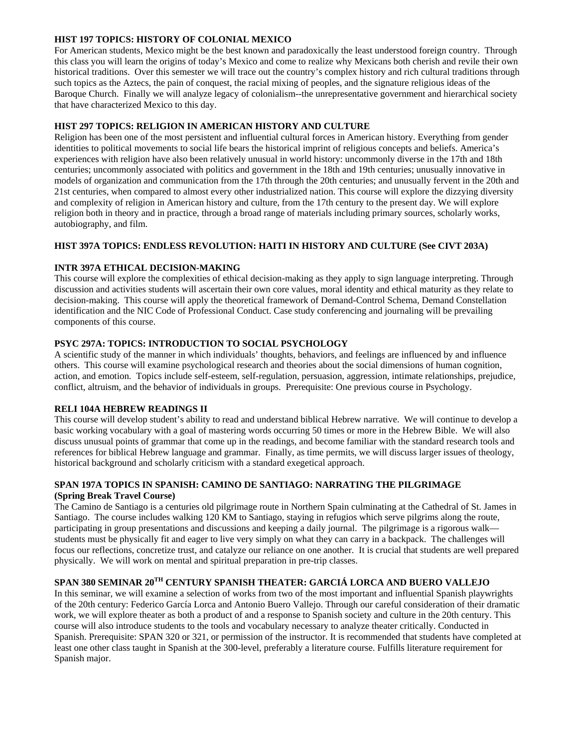**HIST 197 TOPICS: HISTORY OF COLONIAL MEXICO**

For American students, Mexico might be the best known and paradoxically the least understood foreign country. Through this class you will learn the origins of today's Mexico and come to realize why Mexicans both cherish and revile their own historical traditions. Over this semester we will trace out the country's complex history and rich cultural traditions through such topics as the Aztecs, the pain of conquest, the racial mixing of peoples, and the signature religious ideas of the Baroque Church. Finally we will analyze legacy of colonialism--the unrepresentative government and hierarchical society that have characterized Mexico to this day.

**HIST 297 TOPICS: RELIGION IN AMERICAN HISTORY AND CULTURE**

Religion has been one of the most persistent and influential cultural forces in American history. Everything from gender identities to political movements to social life bears the historical imprint of religious concepts and beliefs. America's experiences with religion have also been relatively unusual in world history: uncommonly diverse in the 17th and 18th centuries; uncommonly associated with politics and government in the 18th and 19th centuries; unusually innovative in models of organization and communication from the 17th through the 20th centuries; and unusually fervent in the 20th and 21st centuries, when compared to almost every other industrialized nation. This course will explore the dizzying diversity and complexity of religion in American history and culture, from the 17th century to the present day. We will explore religion both in theory and in practice, through a broad range of materials including primary sources, scholarly works, autobiography, and film.

**HIST 397A TOPICS: ENDLESS REVOLUTION: HAITI IN HISTORY AND CULTURE (See CIVT 203A)**

**INTR 397A ETHICAL DECISION-MAKING**

This course will explore the complexities of ethical decision-making as they apply to sign language interpreting. Through discussion and activities students will ascertain their own core values, moral identity and ethical maturity as they relate to decision-making. This course will apply the theoretical framework of Demand-Control Schema, Demand Constellation identification and the NIC Code of Professional Conduct. Case study conferencing and journaling will be prevailing components of this course.

**PSYC 297A: TOPICS: INTRODUCTION TO SOCIAL PSYCHOLOGY**

A scientific study of the manner in which individuals' thoughts, behaviors, and feelings are influenced by and influence others. This course will examine psychological research and theories about the social dimensions of human cognition, action, and emotion. Topics include self-esteem, self-regulation, persuasion, aggression, intimate relationships, prejudice, conflict, altruism, and the behavior of individuals in groups. Prerequisite: One previous course in Psychology.

**RELI 104A HEBREW READINGS II**

This course will develop student's ability to read and understand biblical Hebrew narrative. We will continue to develop a basic working vocabulary with a goal of mastering words occurring 50 times or more in the Hebrew Bible. We will also discuss unusual points of grammar that come up in the readings, and become familiar with the standard research tools and references for biblical Hebrew language and grammar. Finally, as time permits, we will discuss larger issues of theology, historical background and scholarly criticism with a standard exegetical approach.

**SPAN 197A TOPICS IN SPANISH: CAMINO DE SANTIAGO: NARRATING THE PILGRIMAGE (Spring Break Travel Course)**

The Camino de Santiago is a centuries old pilgrimage route in Northern Spain culminating at the Cathedral of St. James in Santiago. The course includes walking 120 KM to Santiago, staying in refugios which serve pilgrims along the route, participating in group presentations and discussions and keeping a daily journal. The pilgrimage is a rigorous walk—students must be physically fit and eager to live very simply on what they can carry in a backpack. The challenges will focus our reflections, concretize trust, and catalyze our reliance on one another. It is crucial that students are well prepared physically. We will work on mental and spiritual preparation in pre-trip classes.

**SPAN 380 SEMINAR 20TH CENTURY SPANISH THEATER: GARCIÁ LORCA AND BUERO VALLEJO**

In this seminar, we will examine a selection of works from two of the most important and influential Spanish playwrights of the 20th century: Federico García Lorca and Antonio Buero Vallejo. Through our careful consideration of their dramatic work, we will explore theater as both a product of and a response to Spanish society and culture in the 20th century. This course will also introduce students to the tools and vocabulary necessary to analyze theater critically. Conducted in Spanish. Prerequisite: SPAN 320 or 321, or permission of the instructor. It is recommended that students have completed at least one other class taught in Spanish at the 300-level, preferably a literature course. Fulfills literature requirement for Spanish major.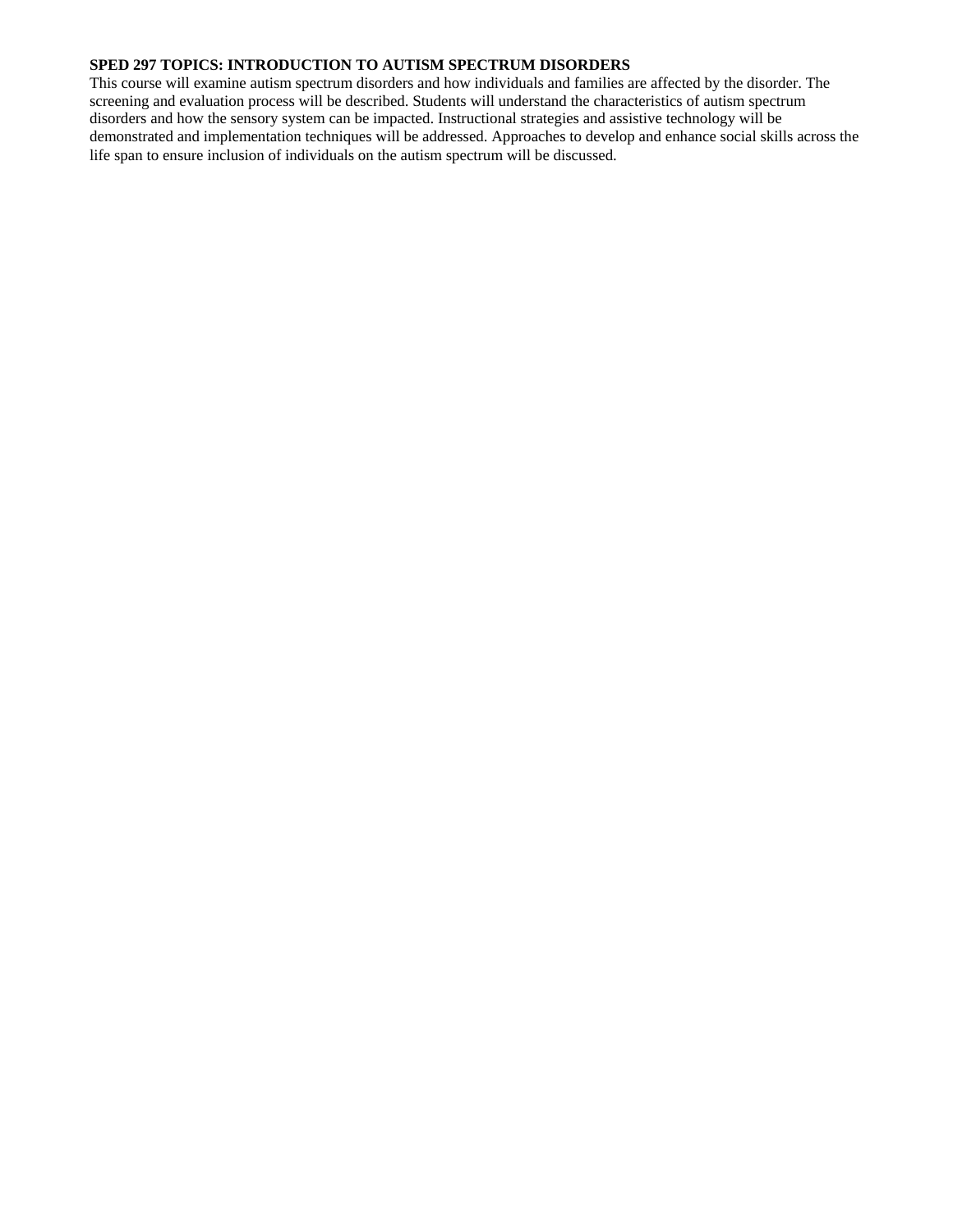**SPED 297 TOPICS: INTRODUCTION TO AUTISM SPECTRUM DISORDERS**

This course will examine autism spectrum disorders and how individuals and families are affected by the disorder. The screening and evaluation process will be described. Students will understand the characteristics of autism spectrum disorders and how the sensory system can be impacted. Instructional strategies and assistive technology will be demonstrated and implementation techniques will be addressed. Approaches to develop and enhance social skills across the life span to ensure inclusion of individuals on the autism spectrum will be discussed.